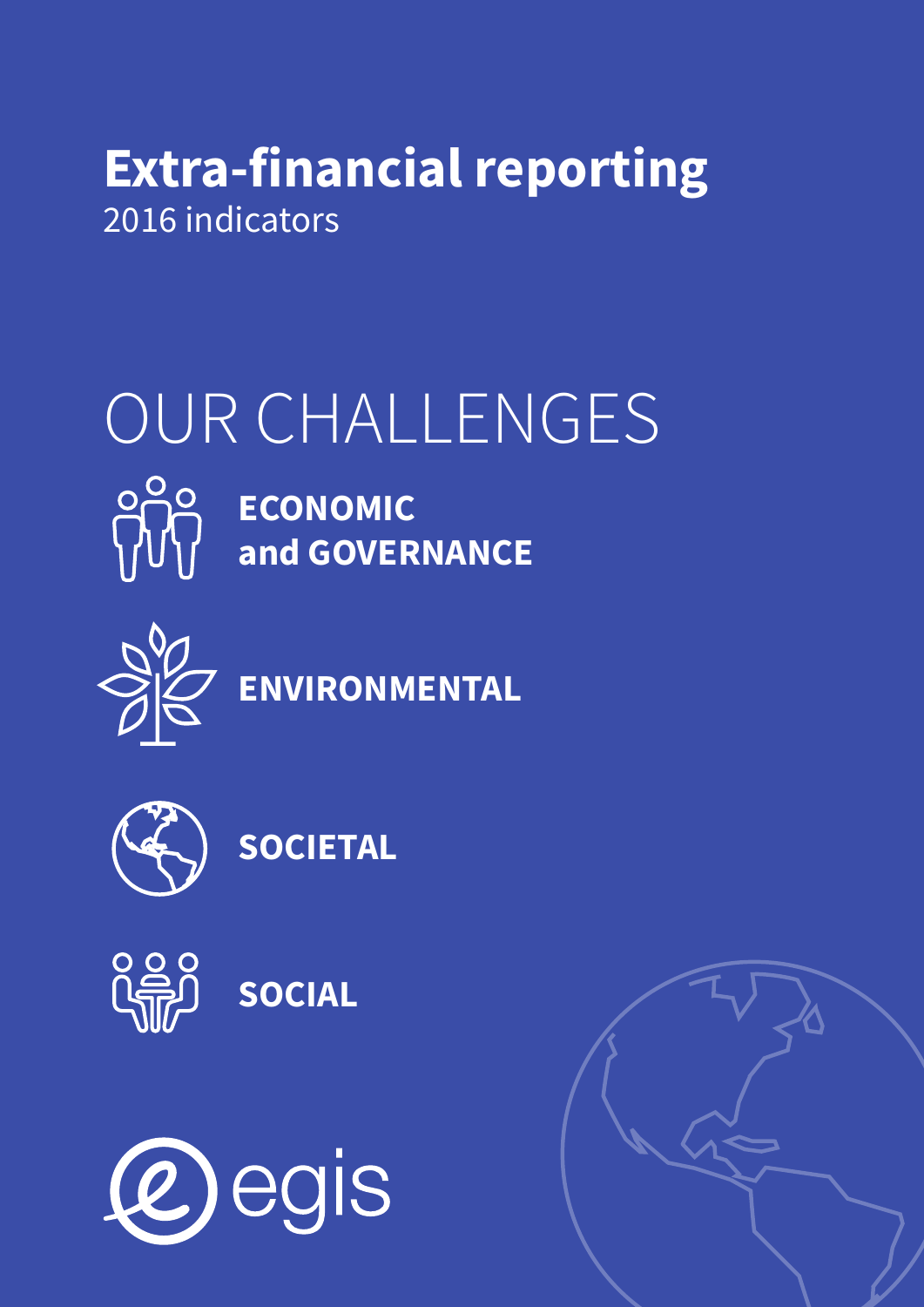# Extra-financial reporting

2016 indicators

## OUR CHALLENGES

**ECONOMIC and GOVERNANCE**

**ENVIRONMENTAL**

**SOCIETAL**

**SOCIAL**

egis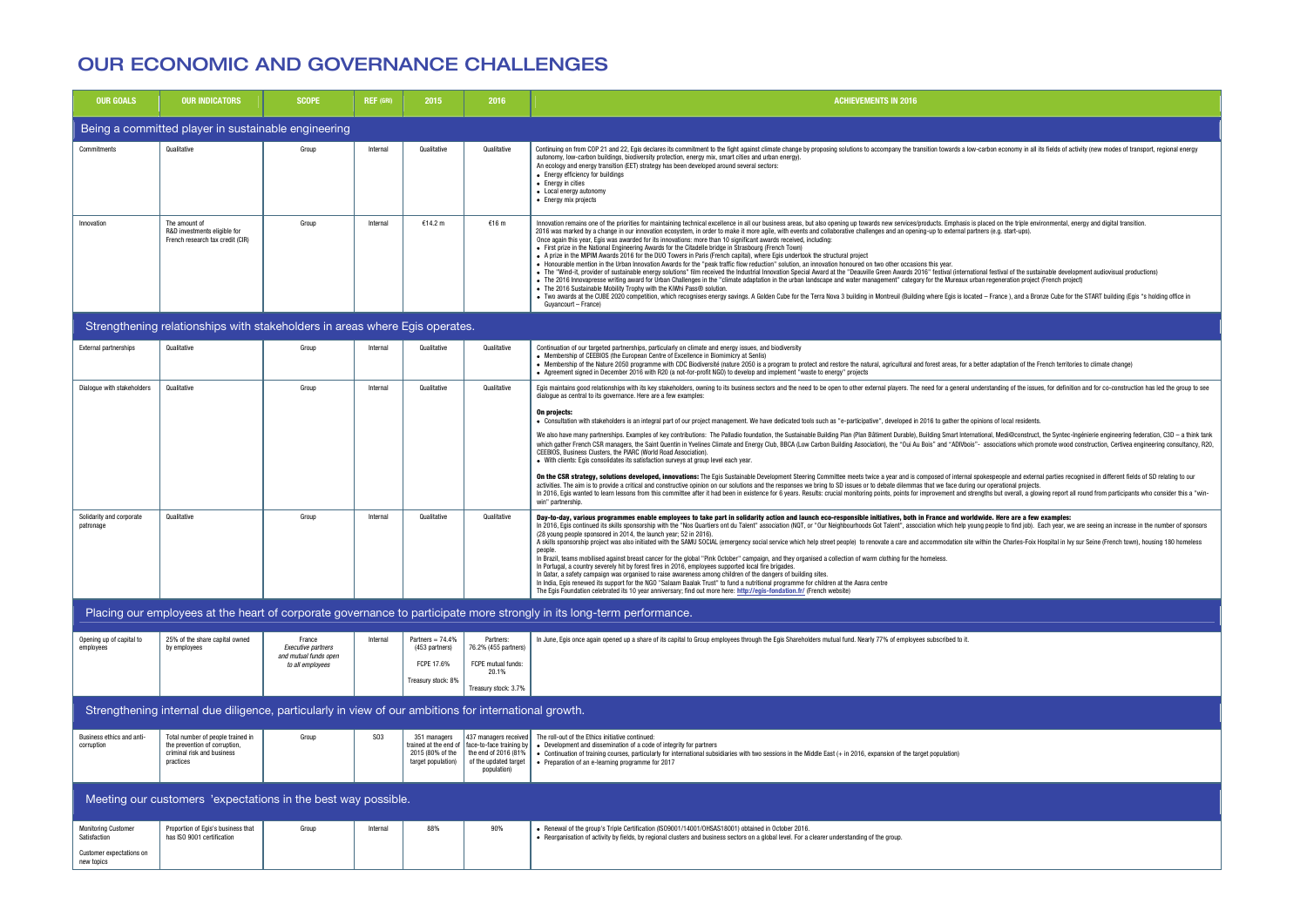# OUR ECONOMIC AND GOVERNANCE CHALLENGES

| OUR GOALS | OUR INDICATORS | SCOPE | REF (GRI) | 2015 | 2016 | ACHIEVEMENTS IN 2016 |
|---|---|---|---|---|---|---|
| **Being a committed player in sustainable engineering** | | | | | | |
| Commitments | Qualitative | Group | Internal | Qualitative | Qualitative | Continuing on from COP 21 and 22, Egis declares its commitment to the fight against climate change by proposing solutions to accompany the transition towards a low-carbon economy in all its fields of activity (new modes of transport, regional energy autonomy, low-carbon buildings, biodiversity protection, energy mix, smart cities and urban energy).<br>An ecology and energy transition (EET) strategy has been developed around several sectors:<br>• Energy efficiency for buildings<br>• Energy in cities<br>• Local energy autonomy<br>• Energy mix projects |
| Innovation | The amount of R&D investments eligible for French research tax credit (CIR) | Group | Internal | €14.2 m | €16 m | Innovation remains one of the priorities for maintaining technical excellence in all our business areas, but also opening up towards new services/products. Emphasis is placed on the triple environmental, energy and digital transition.<br>2016 was marked by a change in our innovation ecosystem, in order to make it more agile, with events and collaborative challenges and an opening-up to external partners (e.g. start-ups).<br>Once again this year, Egis was awarded for its innovations: more than 10 significant awards received, including:<br>• First prize in the National Engineering Awards for the Citadelle bridge in Strasbourg (French Town)<br>• A prize in the MIPIM Awards 2016 for the DUO Towers in Paris (French capital), where Egis undertook the structural project<br>• Honourable mention in the Urban Innovation Awards for the "peak traffic flow reduction" solution, an innovation honoured on two other occasions this year.<br>• The "Wind-it, provider of sustainable energy solutions" film received the Industrial Innovation Special Award at the "Deauville Green Awards 2016" festival (international festival of the sustainable development audiovisual productions)<br>• The 2016 Innovapresse writing award for Urban Challenges in the "climate adaptation in the urban landscape and water management" category for the Mureaux urban regeneration project (French project)<br>• The 2016 Sustainable Mobility Trophy with the KiWhi Pass® solution.<br>• Two awards at the CUBE 2020 competition, which recognises energy savings. A Golden Cube for the Terra Nova 3 building in Montreuil (Building where Egis is located – France ), and a Bronze Cube for the START building (Egis 's holding office in Guyancourt – France) |
| **Strengthening relationships with stakeholders in areas where Egis operates.** | | | | | | |
| External partnerships | Qualitative | Group | Internal | Qualitative | Qualitative | Continuation of our targeted partnerships, particularly on climate and energy issues, and biodiversity<br>• Membership of CEEBIOS (the European Centre of Excellence in Biomimicry at Senlis)<br>• Membership of the Nature 2050 programme with CDC Biodiversité (nature 2050 is a program to protect and restore the natural, agricultural and forest areas, for a better adaptation of the French territories to climate change)<br>• Agreement signed in December 2016 with R20 (a not-for-profit NGO) to develop and implement "waste to energy" projects |
| Dialogue with stakeholders | Qualitative | Group | Internal | Qualitative | Qualitative | Egis maintains good relationships with its key stakeholders, owning to its business sectors and the need to be open to other external players. The need for a general understanding of the issues, for definition and for co-construction has led the group to see dialogue as central to its governance. Here are a few examples:<br><br>**On projects:**<br>• Consultation with stakeholders is an integral part of our project management. We have dedicated tools such as "e-participative", developed in 2016 to gather the opinions of local residents.<br><br>We also have many partnerships. Examples of key contributions: The Palladio foundation, the Sustainable Building Plan (Plan Bâtiment Durable), Building Smart International, Medi@construct, the Syntec-Ingénierie engineering federation, C3D – a think tank which gather French CSR managers, the Saint Quentin in Yvelines Climate and Energy Club, BBCA (Low Carbon Building Association), the "Oui Au Bois" and "ADIVbois"- associations which promote wood construction, Certivea engineering consultancy, R20, CEEBIOS, Business Clusters, the PIARC (World Road Association).<br>• With clients: Egis consolidates its satisfaction surveys at group level each year.<br><br>**On the CSR strategy, solutions developed, innovations:** The Egis Sustainable Development Steering Committee meets twice a year and is composed of internal spokespeople and external parties recognised in different fields of SD relating to our activities. The aim is to provide a critical and constructive opinion on our solutions and the responses we bring to SD issues or to debate dilemmas that we face during our operational projects.<br>In 2016, Egis wanted to learn lessons from this committee after it had been in existence for 6 years. Results: crucial monitoring points, points for improvement and strengths but overall, a glowing report all round from participants who consider this a "win-win" partnership. |
| Solidarity and corporate patronage | Qualitative | Group | Internal | Qualitative | Qualitative | **Day-to-day, various programmes enable employees to take part in solidarity action and launch eco-responsible initiatives, both in France and worldwide. Here are a few examples:**<br>In 2016, Egis continued its skills sponsorship with the "Nos Quartiers ont du Talent" association (NQT, or "Our Neighbourhoods Got Talent", association which help young people to find job). Each year, we are seeing an increase in the number of sponsors (28 young people sponsored in 2014, the launch year; 52 in 2016).<br>A skills sponsorship project was also initiated with the SAMU SOCIAL (emergency social service which help street people) to renovate a care and accommodation site within the Charles-Foix Hospital in Ivy sur Seine (French town), housing 180 homeless people.<br>In Brazil, teams mobilised against breast cancer for the global "Pink October" campaign, and they organised a collection of warm clothing for the homeless.<br>In Portugal, a country severely hit by forest fires in 2016, employees supported local fire brigades.<br>In Qatar, a safety campaign was organised to raise awareness among children of the dangers of building sites.<br>In India, Egis renewed its support for the NGO "Salaam Baalak Trust" to fund a nutritional programme for children at the Aasra centre<br>The Egis Foundation celebrated its 10 year anniversary; find out more here: **http://egis-fondation.fr/** (French website) |
| **Placing our employees at the heart of corporate governance to participate more strongly in its long-term performance.** | | | | | | |
| Opening up of capital to employees | 25% of the share capital owned by employees | France<br>*Executive partners and mutual funds open to all employees* | Internal | Partners = 74.4% (453 partners)<br>FCPE 17.6%<br>Treasury stock: 8% | Partners: 76.2% (455 partners)<br>FCPE mutual funds: 20.1%<br>Treasury stock: 3.7% | In June, Egis once again opened up a share of its capital to Group employees through the Egis Shareholders mutual fund. Nearly 77% of employees subscribed to it. |
| **Strengthening internal due diligence, particularly in view of our ambitions for international growth.** | | | | | | |
| Business ethics and anti-corruption | Total number of people trained in the prevention of corruption, criminal risk and business practices | Group | SO3 | 351 managers trained at the end of 2015 (80% of the target population) | 437 managers received face-to-face training by the end of 2016 (81% of the updated target population) | The roll-out of the Ethics initiative continued:<br>• Development and dissemination of a code of integrity for partners<br>• Continuation of training courses, particularly for international subsidiaries with two sessions in the Middle East (+ in 2016, expansion of the target population)<br>• Preparation of an e-learning programme for 2017 |
| **Meeting our customers 'expectations in the best way possible.** | | | | | | |
| Monitoring Customer Satisfaction<br><br>Customer expectations on new topics | Proportion of Egis's business that has ISO 9001 certification | Group | Internal | 88% | 90% | • Renewal of the group's Triple Certification (ISO9001/14001/OHSAS18001) obtained in October 2016.<br>• Reorganisation of activity by fields, by regional clusters and business sectors on a global level. For a clearer understanding of the group. |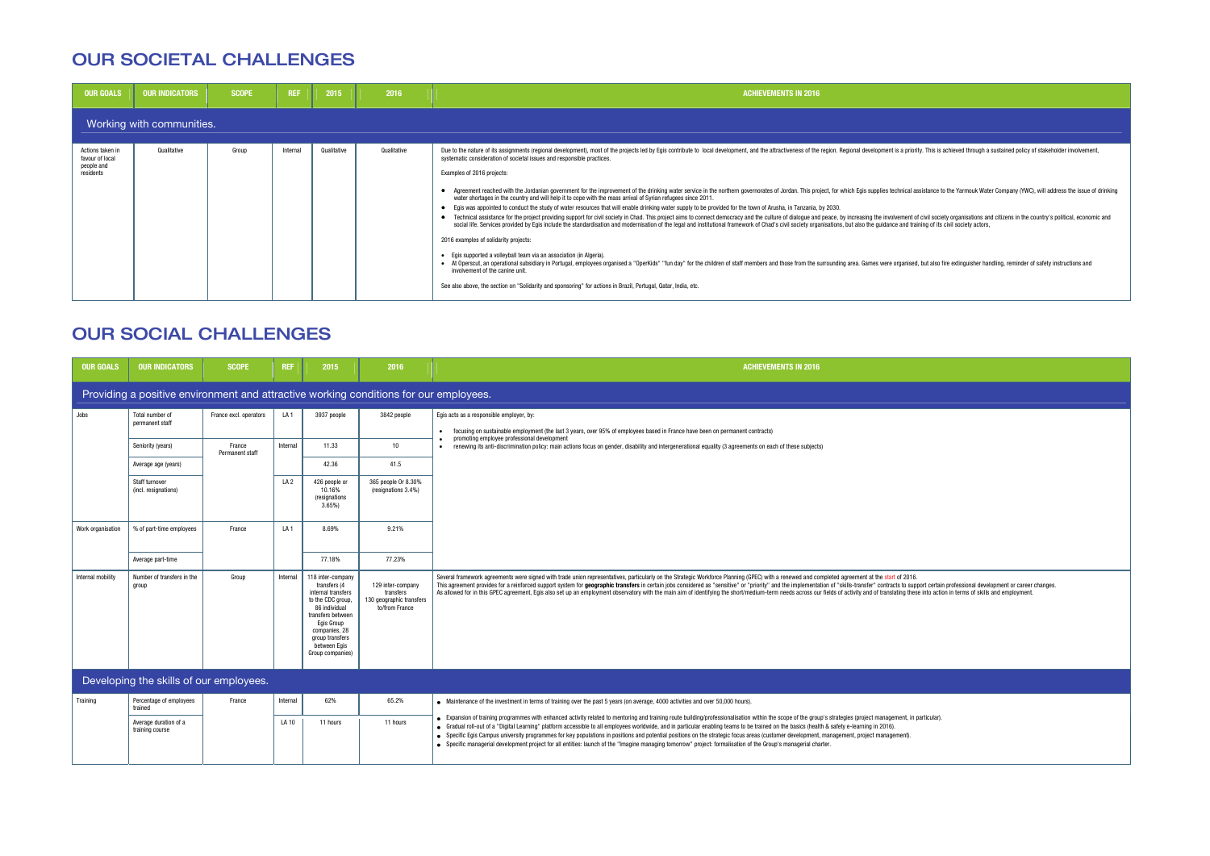## OUR SOCIETAL CHALLENGES

| OUR GOALS | OUR INDICATORS | SCOPE | REF | 2015 | 2016 | ACHIEVEMENTS IN 2016 |
|---|---|---|---|---|---|---|
| **Working with communities.** | | | | | | |
| Actions taken in favour of local people and residents | Qualitative | Group | Internal | Qualitative | Qualitative | Due to the nature of its assignments (regional development), most of the projects led by Egis contribute to local development, and the attractiveness of the region. Regional development is a priority. This is achieved through a sustained policy of stakeholder involvement, systematic consideration of societal issues and responsible practices.<br><br>Examples of 2016 projects:<br>• Agreement reached with the Jordanian government for the improvement of the drinking water service in the northern governorates of Jordan. This project, for which Egis supplies technical assistance to the Yarmouk Water Company (YWC), will address the issue of drinking water shortages in the country and will help it to cope with the mass arrival of Syrian refugees since 2011.<br>• Egis was appointed to conduct the study of water resources that will enable drinking water supply to be provided for the town of Arusha, in Tanzania, by 2030.<br>• Technical assistance for the project providing support for civil society in Chad. This project aims to connect democracy and the culture of dialogue and peace, by increasing the involvement of civil society organisations and citizens in the country's political, economic and social life. Services provided by Egis include the standardisation and modernisation of the legal and institutional framework of Chad's civil society organisations, but also the guidance and training of its civil society actors,<br><br>2016 examples of solidarity projects:<br>• Egis supported a volleyball team via an association (in Algeria).<br>• At Operscut, an operational subsidiary in Portugal, employees organised a "OperKids" "fun day" for the children of staff members and those from the surrounding area. Games were organised, but also fire extinguisher handling, reminder of safety instructions and involvement of the canine unit.<br><br>See also above, the section on "Solidarity and sponsoring" for actions in Brazil, Portugal, Qatar, India, etc. |

## OUR SOCIAL CHALLENGES

| OUR GOALS | OUR INDICATORS | SCOPE | REF | 2015 | 2016 | ACHIEVEMENTS IN 2016 |
|---|---|---|---|---|---|---|
| **Providing a positive environment and attractive working conditions for our employees.** | | | | | | |
| Jobs | Total number of permanent staff | France excl. operators | LA 1 | 3937 people | 3842 people | Egis acts as a responsible employer, by:<br>• focusing on sustainable employment (the last 3 years, over 95% of employees based in France have been on permanent contracts)<br>• promoting employee professional development<br>• renewing its anti-discrimination policy: main actions focus on gender, disability and intergenerational equality (3 agreements on each of these subjects) |
| | Seniority (years) | France Permanent staff | Internal | 11.33 | 10 | |
| | Average age (years) | | | 42.36 | 41.5 | |
| | Staff turnover (incl. resignations) | | LA 2 | 426 people or 10.16% (resignations 3.65%) | 365 people Or 8.30% (resignations 3.4%) | |
| Work organisation | % of part-time employees | France | LA 1 | 8.69% | 9.21% | |
| | Average part-time | | | 77.18% | 77.23% | |
| Internal mobility | Number of transfers in the group | Group | Internal | 118 inter-company transfers (4 internal transfers to the CDC group, 86 individual transfers between Egis Group companies, 28 group transfers between Egis Group companies) | 129 inter-company transfers 130 geographic transfers to/from France | Several framework agreements were signed with trade union representatives, particularly on the Strategic Workforce Planning (GPEC) with a renewed and completed agreement at the start of 2016.<br>This agreement provides for a reinforced support system for **geographic transfers** in certain jobs considered as "sensitive" or "priority" and the implementation of "skills-transfer" contracts to support certain professional development or career changes.<br>As allowed for in this GPEC agreement, Egis also set up an employment observatory with the main aim of identifying the short/medium-term needs across our fields of activity and of translating these into action in terms of skills and employment. |
| **Developing the skills of our employees.** | | | | | | |
| Training | Percentage of employees trained | France | Internal | 62% | 65.2% | • Maintenance of the investment in terms of training over the past 5 years (on average, 4000 activities and over 50,000 hours). |
| | Average duration of a training course | | LA 10 | 11 hours | 11 hours | • Expansion of training programmes with enhanced activity related to mentoring and training route building/professionalisation within the scope of the group's strategies (project management, in particular).<br>• Gradual roll-out of a "Digital Learning" platform accessible to all employees worldwide, and in particular enabling teams to be trained on the basics (health & safety e-learning in 2016).<br>• Specific Egis Campus university programmes for key populations in positions and potential positions on the strategic focus areas (customer development, management, project management).<br>• Specific managerial development project for all entities: launch of the "Imagine managing tomorrow" project: formalisation of the Group's managerial charter. |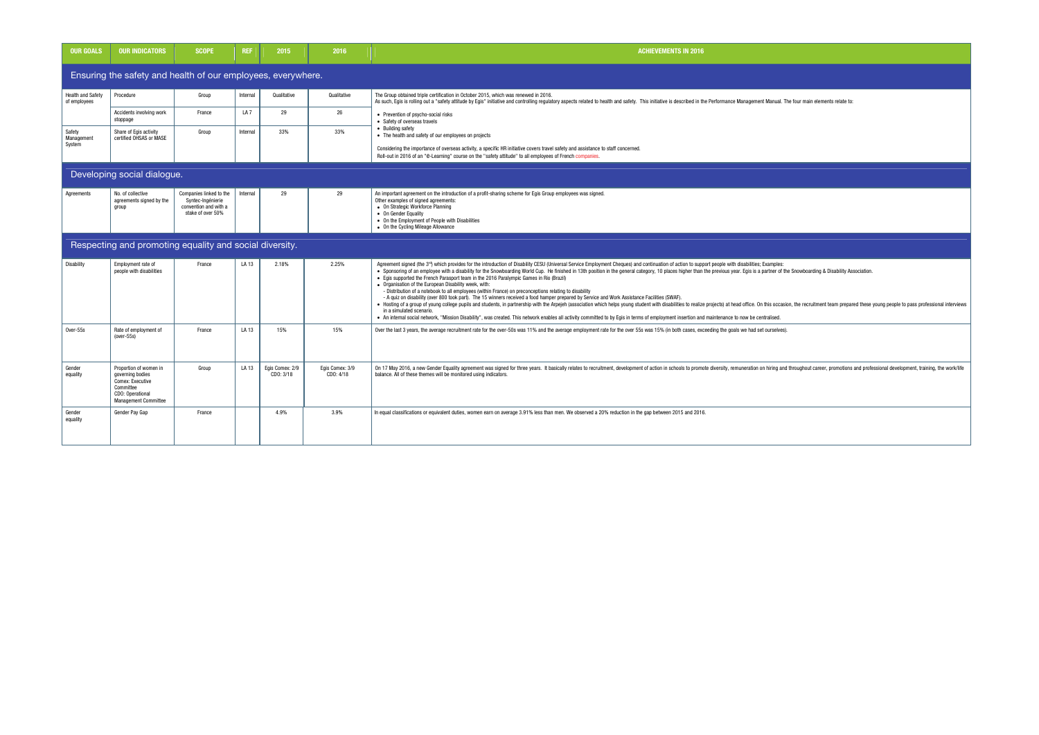| OUR GOALS | OUR INDICATORS | SCOPE | REF | 2015 | 2016 | ACHIEVEMENTS IN 2016 |
|---|---|---|---|---|---|---|
| **Ensuring the safety and health of our employees, everywhere.** | | | | | | |
| Health and Safety of employees | Procedure | Group | Internal | Qualitative | Qualitative | The Group obtained triple certification in October 2015, which was renewed in 2016. As such, Egis is rolling out a "safety attitude by Egis" initiative and controlling regulatory aspects related to health and safety. This initiative is described in the Performance Management Manual. The four main elements relate to: |
| | Accidents involving work stoppage | France | LA 7 | 29 | 26 | • Prevention of psycho-social risks<br>• Safety of overseas travels<br>• Building safety<br>• The health and safety of our employees on projects |
| Safety Management System | Share of Egis activity certified OHSAS or MASE | Group | Internal | 33% | 33% | Considering the importance of overseas activity, a specific HR initiative covers travel safety and assistance to staff concerned.<br>Roll-out in 2016 of an "e-Learning" course on the "safety attitude" to all employees of French companies. |
| **Developing social dialogue.** | | | | | | |
| Agreements | No. of collective agreements signed by the group | Companies linked to the Syntec-Ingénierie convention and with a stake of over 50% | Internal | 29 | 29 | An important agreement on the introduction of a profit-sharing scheme for Egis Group employees was signed.<br>Other examples of signed agreements:<br>• On Strategic Workforce Planning<br>• On Gender Equality<br>• On the Employment of People with Disabilities<br>• On the Cycling Mileage Allowance |
| **Respecting and promoting equality and social diversity.** | | | | | | |
| Disability | Employment rate of people with disabilities | France | LA 13 | 2.18% | 2.25% | Agreement signed (the 3rd) which provides for the introduction of Disability CESU (Universal Service Employment Cheques) and continuation of action to support people with disabilities; Examples:<br>• Sponsoring of an employee with a disability for the Snowboarding World Cup. He finished in 13th position in the general category, 10 places higher than the previous year. Egis is a partner of the Snowboarding & Disability Association.<br>• Egis supported the French Parasport team in the 2016 Paralympic Games in Rio (Brazil)<br>• Organisation of the European Disability week, with:<br>- Distribution of a notebook to all employees (within France) on preconceptions relating to disability<br>- A quiz on disability (over 800 took part). The 15 winners received a food hamper prepared by Service and Work Assistance Facilities (SWAF).<br>• Hosting of a group of young college pupils and students, in partnership with the Arpejeh (association which helps young student with disabilities to realize projects) at head office. On this occasion, the recruitment team prepared these young people to pass professional interviews in a simulated scenario.<br>• An internal social network, "Mission Disability", was created. This network enables all activity committed to by Egis in terms of employment insertion and maintenance to now be centralised. |
| Over-55s | Rate of employment of (over-55s) | France | LA 13 | 15% | 15% | Over the last 3 years, the average recruitment rate for the over-50s was 11% and the average employment rate for the over 55s was 15% (in both cases, exceeding the goals we had set ourselves). |
| Gender equality | Proportion of women in governing bodies<br>Comex: Executive Committee<br>CDO: Operational Management Committee | Group | LA 13 | Egis Comex: 2/9<br>CDO: 3/18 | Egis Comex: 3/9<br>CDO: 4/18 | On 17 May 2016, a new Gender Equality agreement was signed for three years. It basically relates to recruitment, development of action in schools to promote diversity, remuneration on hiring and throughout career, promotions and professional development, training, the work/life balance. All of these themes will be monitored using indicators. |
| Gender equality | Gender Pay Gap | France | | 4.9% | 3.9% | In equal classifications or equivalent duties, women earn on average 3.91% less than men. We observed a 20% reduction in the gap between 2015 and 2016. |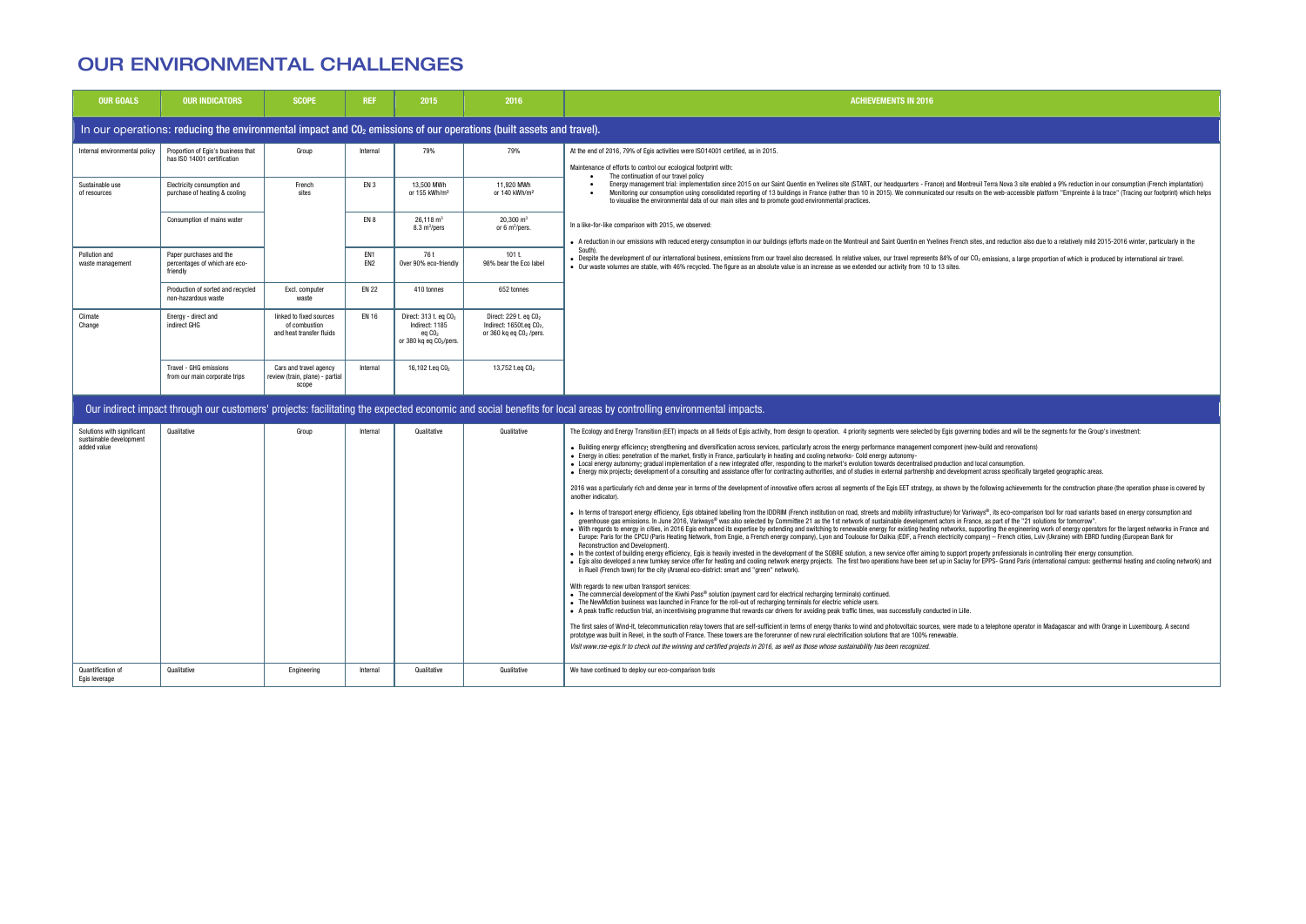# OUR ENVIRONMENTAL CHALLENGES

| OUR GOALS | OUR INDICATORS | SCOPE | REF | 2015 | 2016 | ACHIEVEMENTS IN 2016 |
|---|---|---|---|---|---|---|
| **In our operations: reducing the environmental impact and $CO_2$ emissions of our operations (built assets and travel).** | | | | | | |
| Internal environmental policy | Proportion of Egis's business that has ISO 14001 certification | Group | Internal | 79% | 79% | At the end of 2016, 79% of Egis activities were ISO14001 certified, as in 2015. Maintenance of efforts to control our ecological footprint with: • The continuation of our travel policy • Energy management trial: implementation since 2015 on our Saint Quentin en Yvelines site (START, our headquarters - France) and Montreuil Terra Nova 3 site enabled a 9% reduction in our consumption (French implantation) • Monitoring our consumption using consolidated reporting of 13 buildings in France (rather than 10 in 2015). We communicated our results on the web-accessible platform "Empreinte à la trace" (Tracing our footprint) which helps to visualise the environmental data of our main sites and to promote good environmental practices. In a like-for-like comparison with 2015, we observed: • A reduction in our emissions with reduced energy consumption in our buildings (efforts made on the Montreuil and Saint Quentin en Yvelines French sites, and reduction also due to a relatively mild 2015-2016 winter, particularly in the South). • Despite the development of our international business, emissions from our travel also decreased. In relative values, our travel represents 84% of our $CO_2$ emissions, a large proportion of which is produced by international air travel. • Our waste volumes are stable, with 46% recycled. The figure as an absolute value is an increase as we extended our activity from 10 to 13 sites. |
| Sustainable use of resources | Electricity consumption and purchase of heating & cooling | French sites | EN 3 | 13,500 MWh or 155 kWh/m² | 11,920 MWh or 140 kWh/m² | |
| | Consumption of mains water | | EN 8 | 26,118 m³ 8.3 m³/pers | 20,300 m³ or 6 m³/pers. | |
| Pollution and waste management | Paper purchases and the percentages of which are eco-friendly | | EN1 EN2 | 76 t Over 90% eco-friendly | 101 t. 98% bear the Eco label | |
| | Production of sorted and recycled non-hazardous waste | Excl. computer waste | EN 22 | 410 tonnes | 652 tonnes | |
| Climate Change | Energy - direct and indirect GHG | linked to fixed sources of combustion and heat transfer fluids | EN 16 | Direct: 313 t. eq $CO_2$ Indirect: 1185 eq $CO_2$ or 380 kq eq $CO_2$/pers. | Direct: 229 t. eq $CO_2$ Indirect: 1650t.eq $CO_2$, or 360 kq eq $CO_2$ /pers. | |
| | Travel - GHG emissions from our main corporate trips | Cars and travel agency review (train, plane) - partial scope | Internal | 16,102 t.eq $CO_2$ | 13,752 t.eq $CO_2$ | |
| **Our indirect impact through our customers' projects: facilitating the expected economic and social benefits for local areas by controlling environmental impacts.** | | | | | | |
| Solutions with significant sustainable development added value | Qualitative | Group | Internal | Qualitative | Qualitative | The Ecology and Energy Transition (EET) impacts on all fields of Egis activity, from design to operation. 4 priority segments were selected by Egis governing bodies and will be the segments for the Group's investment: • Building energy efficiency: strengthening and diversification across services, particularly across the energy performance management component (new-build and renovations) • Energy in cities: penetration of the market, firstly in France, particularly in heating and cooling networks- Cold energy autonomy- • Local energy autonomy: gradual implementation of a new integrated offer, responding to the market's evolution towards decentralised production and local consumption. • Energy mix projects: development of a consulting and assistance offer for contracting authorities, and of studies in external partnership and development across specifically targeted geographic areas. 2016 was a particularly rich and dense year in terms of the development of innovative offers across all segments of the Egis EET strategy, as shown by the following achievements for the construction phase (the operation phase is covered by another indicator). • In terms of transport energy efficiency, Egis obtained labelling from the IDDRIM (French institution on road, streets and mobility infrastructure) for Variways®, its eco-comparison tool for road variants based on energy consumption and greenhouse gas emissions. In June 2016, Variways® was also selected by Committee 21 as the 1st network of sustainable development actors in France, as part of the "21 solutions for tomorrow". • With regards to energy in cities, in 2016 Egis enhanced its expertise by extending and switching to renewable energy for existing heating networks, supporting the engineering work of energy operators for the largest networks in France and Europe: Paris for the CPCU (Paris Heating Network, from Engie, a French energy company), Lyon and Toulouse for Dalkia (EDF, a French electricity company) – French cities, Lviv (Ukraine) with EBRD funding (European Bank for Reconstruction and Development). • In the context of building energy efficiency, Egis is heavily invested in the development of the SOBRE solution, a new service offer aiming to support property professionals in controlling their energy consumption. • Egis also developed a new turnkey service offer for heating and cooling network energy projects. The first two operations have been set up in Saclay for EPPS- Grand Paris (international campus: geothermal heating and cooling network) and in Rueil (French town) for the city (Arsenal eco-district: smart and "green" network). With regards to new urban transport services: • The commercial development of the Kiwhi Pass® solution (payment card for electrical recharging terminals) continued. • The NewMotion business was launched in France for the roll-out of recharging terminals for electric vehicle users. • A peak traffic reduction trial, an incentivising programme that rewards car drivers for avoiding peak traffic times, was successfully conducted in Lille. The first sales of Wind-it, telecommunication relay towers that are self-sufficient in terms of energy thanks to wind and photovoltaic sources, were made to a telephone operator in Madagascar and with Orange in Luxembourg. A second prototype was built in Revel, in the south of France. These towers are the forerunner of new rural electrification solutions that are 100% renewable. *Visit www.rse-egis.fr to check out the winning and certified projects in 2016, as well as those whose sustainability has been recognized.* |
| Quantification of Egis leverage | Qualitative | Engineering | Internal | Qualitative | Qualitative | We have continued to deploy our eco-comparison tools |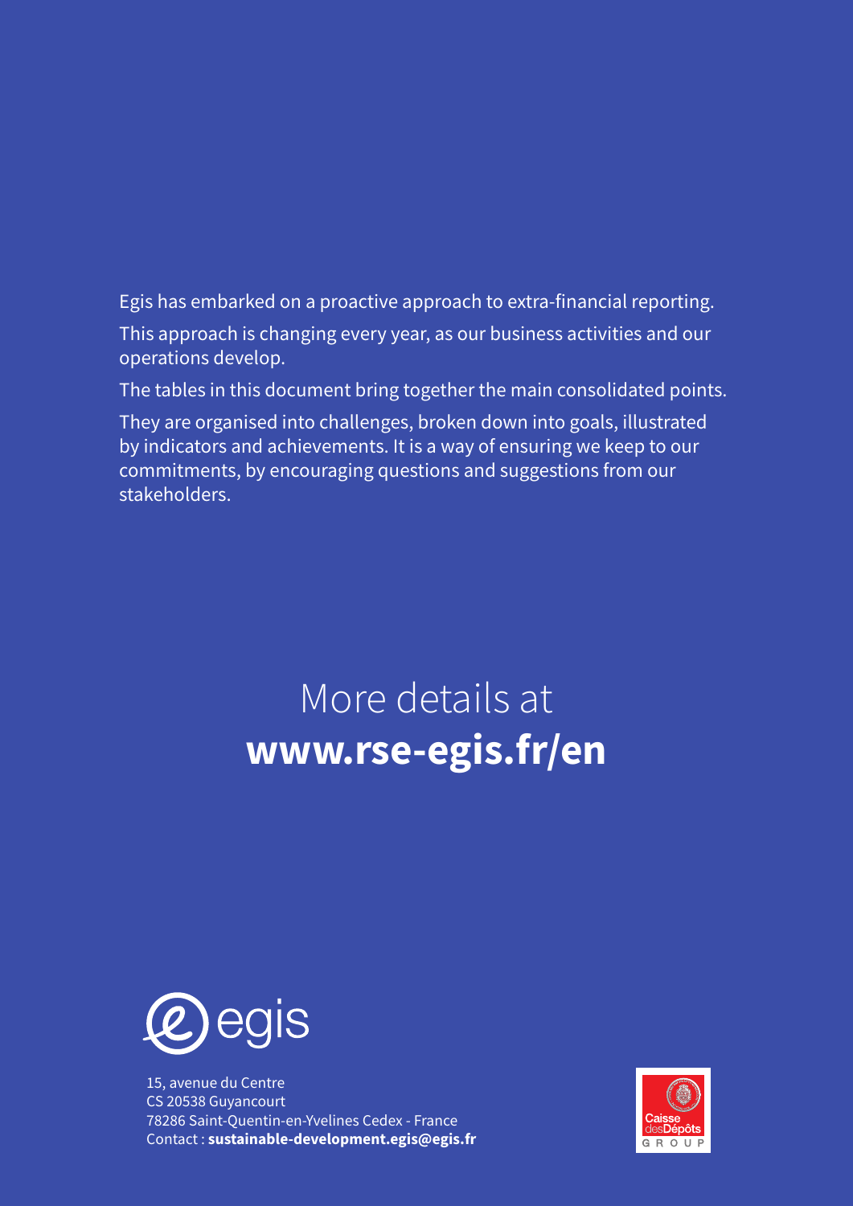Egis has embarked on a proactive approach to extra-financial reporting.

This approach is changing every year, as our business activities and our operations develop.

The tables in this document bring together the main consolidated points.

They are organised into challenges, broken down into goals, illustrated by indicators and achievements. It is a way of ensuring we keep to our commitments, by encouraging questions and suggestions from our stakeholders.

More details at
**www.rse-egis.fr/en**

egis

15, avenue du Centre
CS 20538 Guyancourt
78286 Saint-Quentin-en-Yvelines Cedex - France
Contact : **sustainable-development.egis@egis.fr**

Caisse desDépôts GROUP